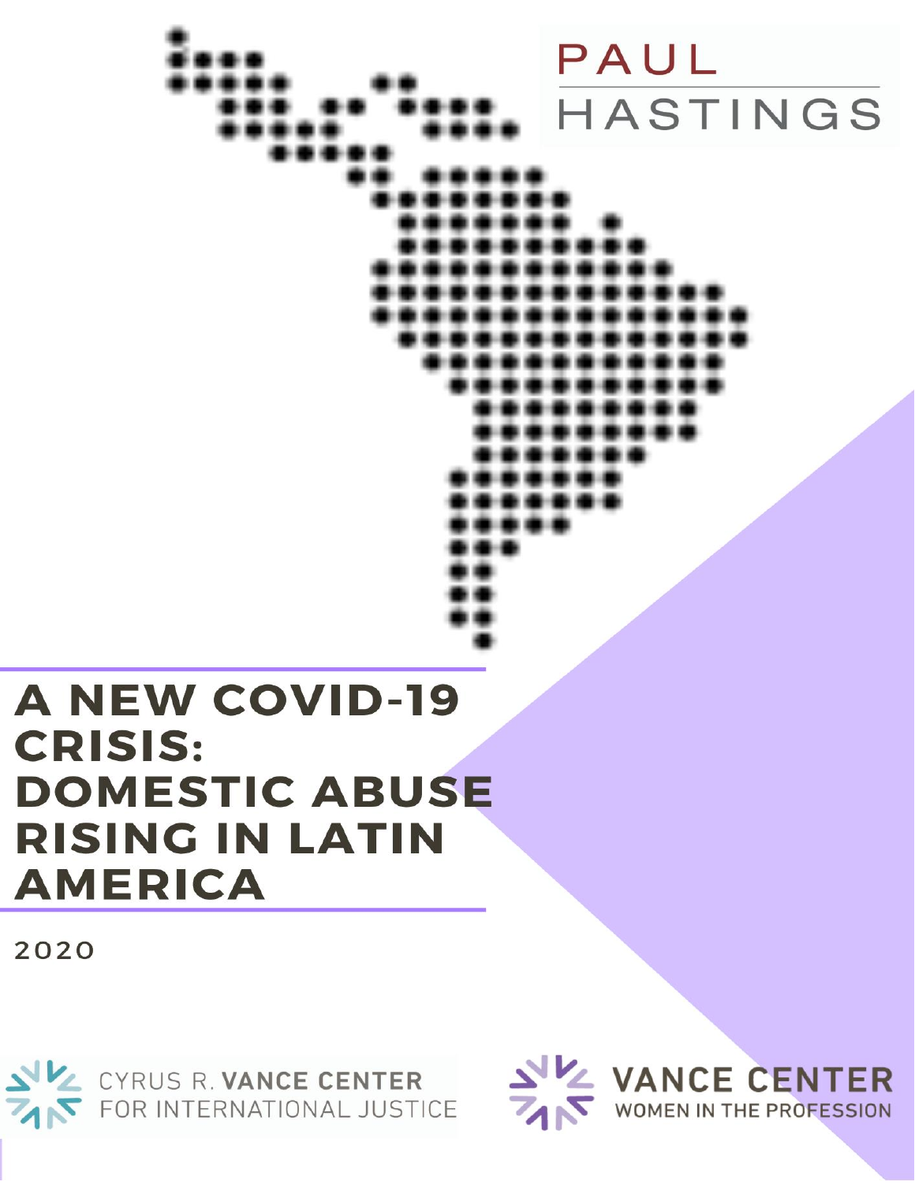PAUL HASTINGS

# A NEW COVID-19 CRISIS: DOMESTIC ABUSE RISING IN LATIN AMERICA

2020

CYRUS R. VANCE CENTER FOR INTERNATIONAL JUSTICE

VANCE CENTER WOMEN IN THE PROFESSION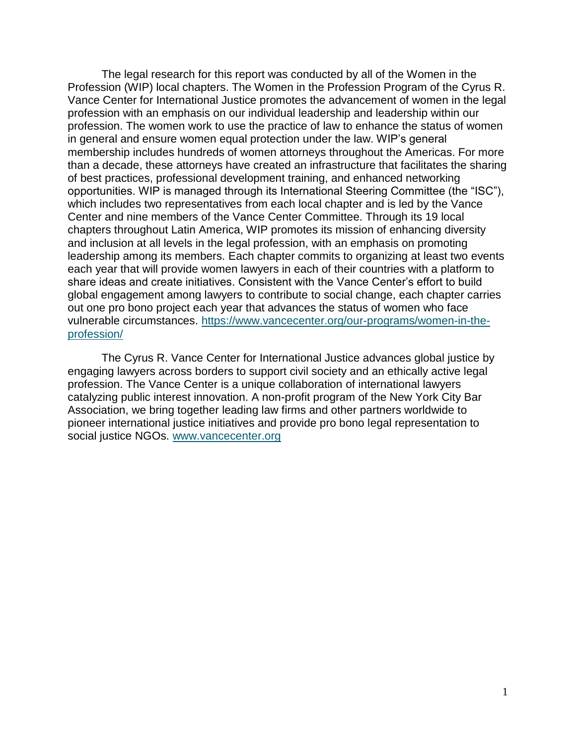The legal research for this report was conducted by all of the Women in the Profession (WIP) local chapters. The Women in the Profession Program of the Cyrus R. Vance Center for International Justice promotes the advancement of women in the legal profession with an emphasis on our individual leadership and leadership within our profession. The women work to use the practice of law to enhance the status of women in general and ensure women equal protection under the law. WIP's general membership includes hundreds of women attorneys throughout the Americas. For more than a decade, these attorneys have created an infrastructure that facilitates the sharing of best practices, professional development training, and enhanced networking opportunities. WIP is managed through its International Steering Committee (the "ISC"), which includes two representatives from each local chapter and is led by the Vance Center and nine members of the Vance Center Committee. Through its 19 local chapters throughout Latin America, WIP promotes its mission of enhancing diversity and inclusion at all levels in the legal profession, with an emphasis on promoting leadership among its members. Each chapter commits to organizing at least two events each year that will provide women lawyers in each of their countries with a platform to share ideas and create initiatives. Consistent with the Vance Center's effort to build global engagement among lawyers to contribute to social change, each chapter carries out one pro bono project each year that advances the status of women who face vulnerable circumstances. https://www.vancecenter.org/our-programs/women-in-the-profession/

The Cyrus R. Vance Center for International Justice advances global justice by engaging lawyers across borders to support civil society and an ethically active legal profession. The Vance Center is a unique collaboration of international lawyers catalyzing public interest innovation. A non-profit program of the New York City Bar Association, we bring together leading law firms and other partners worldwide to pioneer international justice initiatives and provide pro bono legal representation to social justice NGOs. www.vancecenter.org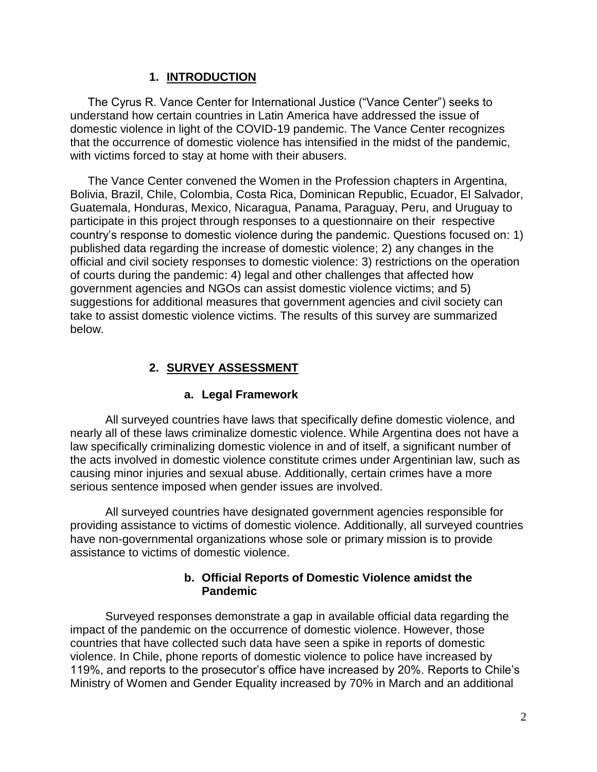## 1. INTRODUCTION

The Cyrus R. Vance Center for International Justice ("Vance Center") seeks to understand how certain countries in Latin America have addressed the issue of domestic violence in light of the COVID-19 pandemic. The Vance Center recognizes that the occurrence of domestic violence has intensified in the midst of the pandemic, with victims forced to stay at home with their abusers.

The Vance Center convened the Women in the Profession chapters in Argentina, Bolivia, Brazil, Chile, Colombia, Costa Rica, Dominican Republic, Ecuador, El Salvador, Guatemala, Honduras, Mexico, Nicaragua, Panama, Paraguay, Peru, and Uruguay to participate in this project through responses to a questionnaire on their respective country's response to domestic violence during the pandemic. Questions focused on: 1) published data regarding the increase of domestic violence; 2) any changes in the official and civil society responses to domestic violence: 3) restrictions on the operation of courts during the pandemic: 4) legal and other challenges that affected how government agencies and NGOs can assist domestic violence victims; and 5) suggestions for additional measures that government agencies and civil society can take to assist domestic violence victims. The results of this survey are summarized below.

## 2. SURVEY ASSESSMENT

### a. Legal Framework

All surveyed countries have laws that specifically define domestic violence, and nearly all of these laws criminalize domestic violence. While Argentina does not have a law specifically criminalizing domestic violence in and of itself, a significant number of the acts involved in domestic violence constitute crimes under Argentinian law, such as causing minor injuries and sexual abuse. Additionally, certain crimes have a more serious sentence imposed when gender issues are involved.

All surveyed countries have designated government agencies responsible for providing assistance to victims of domestic violence. Additionally, all surveyed countries have non-governmental organizations whose sole or primary mission is to provide assistance to victims of domestic violence.

### b. Official Reports of Domestic Violence amidst the Pandemic

Surveyed responses demonstrate a gap in available official data regarding the impact of the pandemic on the occurrence of domestic violence. However, those countries that have collected such data have seen a spike in reports of domestic violence. In Chile, phone reports of domestic violence to police have increased by 119%, and reports to the prosecutor's office have increased by 20%. Reports to Chile's Ministry of Women and Gender Equality increased by 70% in March and an additional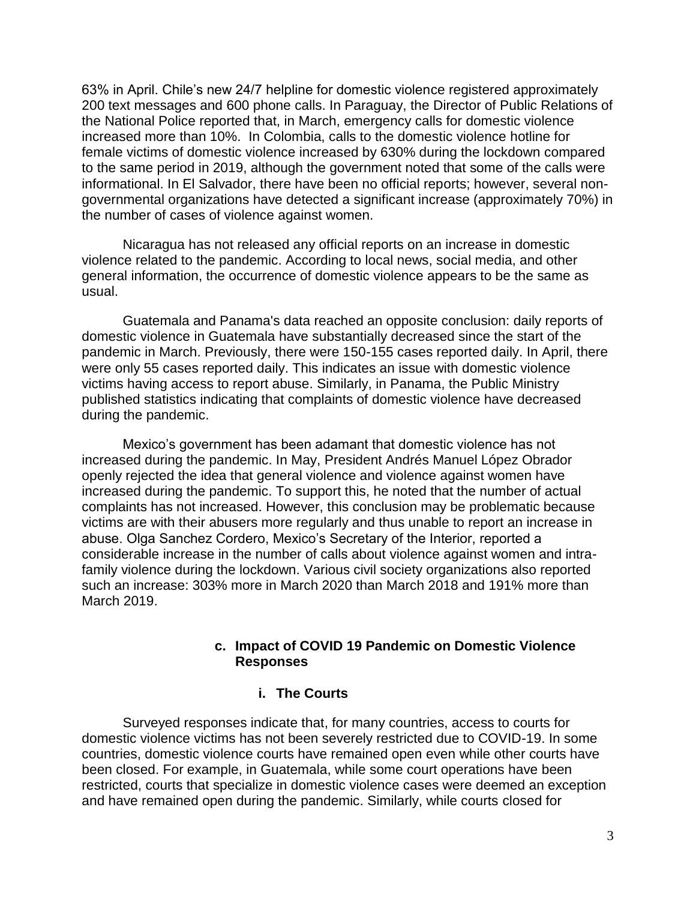63% in April. Chile’s new 24/7 helpline for domestic violence registered approximately 200 text messages and 600 phone calls. In Paraguay, the Director of Public Relations of the National Police reported that, in March, emergency calls for domestic violence increased more than 10%. In Colombia, calls to the domestic violence hotline for female victims of domestic violence increased by 630% during the lockdown compared to the same period in 2019, although the government noted that some of the calls were informational. In El Salvador, there have been no official reports; however, several non-governmental organizations have detected a significant increase (approximately 70%) in the number of cases of violence against women.

Nicaragua has not released any official reports on an increase in domestic violence related to the pandemic. According to local news, social media, and other general information, the occurrence of domestic violence appears to be the same as usual.

Guatemala and Panama's data reached an opposite conclusion: daily reports of domestic violence in Guatemala have substantially decreased since the start of the pandemic in March. Previously, there were 150-155 cases reported daily. In April, there were only 55 cases reported daily. This indicates an issue with domestic violence victims having access to report abuse. Similarly, in Panama, the Public Ministry published statistics indicating that complaints of domestic violence have decreased during the pandemic.

Mexico’s government has been adamant that domestic violence has not increased during the pandemic. In May, President Andrés Manuel López Obrador openly rejected the idea that general violence and violence against women have increased during the pandemic. To support this, he noted that the number of actual complaints has not increased. However, this conclusion may be problematic because victims are with their abusers more regularly and thus unable to report an increase in abuse. Olga Sanchez Cordero, Mexico’s Secretary of the Interior, reported a considerable increase in the number of calls about violence against women and intra-family violence during the lockdown. Various civil society organizations also reported such an increase: 303% more in March 2020 than March 2018 and 191% more than March 2019.

### c. Impact of COVID 19 Pandemic on Domestic Violence Responses

#### i. The Courts

Surveyed responses indicate that, for many countries, access to courts for domestic violence victims has not been severely restricted due to COVID-19. In some countries, domestic violence courts have remained open even while other courts have been closed. For example, in Guatemala, while some court operations have been restricted, courts that specialize in domestic violence cases were deemed an exception and have remained open during the pandemic. Similarly, while courts closed for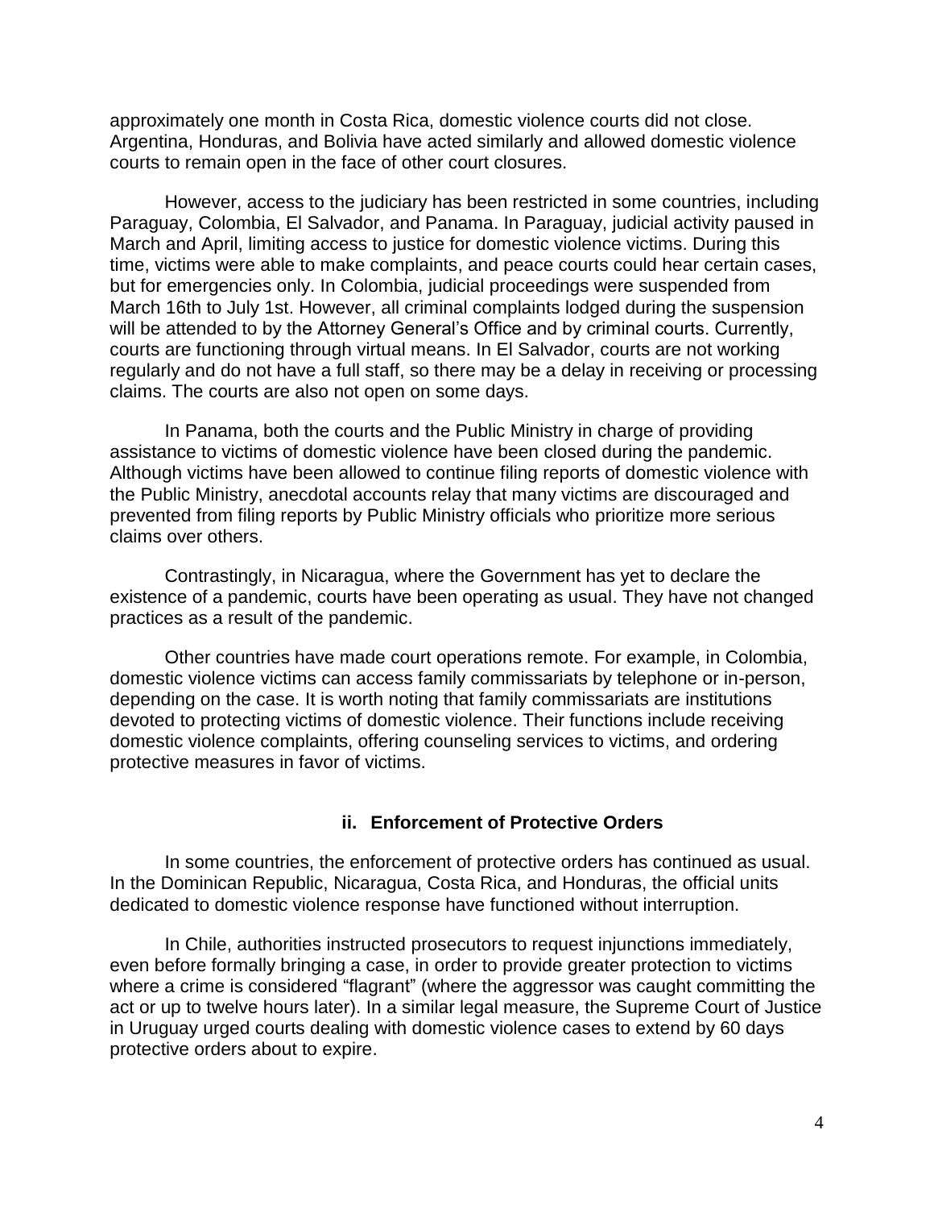approximately one month in Costa Rica, domestic violence courts did not close. Argentina, Honduras, and Bolivia have acted similarly and allowed domestic violence courts to remain open in the face of other court closures.

However, access to the judiciary has been restricted in some countries, including Paraguay, Colombia, El Salvador, and Panama. In Paraguay, judicial activity paused in March and April, limiting access to justice for domestic violence victims. During this time, victims were able to make complaints, and peace courts could hear certain cases, but for emergencies only. In Colombia, judicial proceedings were suspended from March 16th to July 1st. However, all criminal complaints lodged during the suspension will be attended to by the Attorney General's Office and by criminal courts. Currently, courts are functioning through virtual means. In El Salvador, courts are not working regularly and do not have a full staff, so there may be a delay in receiving or processing claims. The courts are also not open on some days.

In Panama, both the courts and the Public Ministry in charge of providing assistance to victims of domestic violence have been closed during the pandemic. Although victims have been allowed to continue filing reports of domestic violence with the Public Ministry, anecdotal accounts relay that many victims are discouraged and prevented from filing reports by Public Ministry officials who prioritize more serious claims over others.

Contrastingly, in Nicaragua, where the Government has yet to declare the existence of a pandemic, courts have been operating as usual. They have not changed practices as a result of the pandemic.

Other countries have made court operations remote. For example, in Colombia, domestic violence victims can access family commissariats by telephone or in-person, depending on the case. It is worth noting that family commissariats are institutions devoted to protecting victims of domestic violence. Their functions include receiving domestic violence complaints, offering counseling services to victims, and ordering protective measures in favor of victims.

### ii. Enforcement of Protective Orders

In some countries, the enforcement of protective orders has continued as usual. In the Dominican Republic, Nicaragua, Costa Rica, and Honduras, the official units dedicated to domestic violence response have functioned without interruption.

In Chile, authorities instructed prosecutors to request injunctions immediately, even before formally bringing a case, in order to provide greater protection to victims where a crime is considered "flagrant" (where the aggressor was caught committing the act or up to twelve hours later). In a similar legal measure, the Supreme Court of Justice in Uruguay urged courts dealing with domestic violence cases to extend by 60 days protective orders about to expire.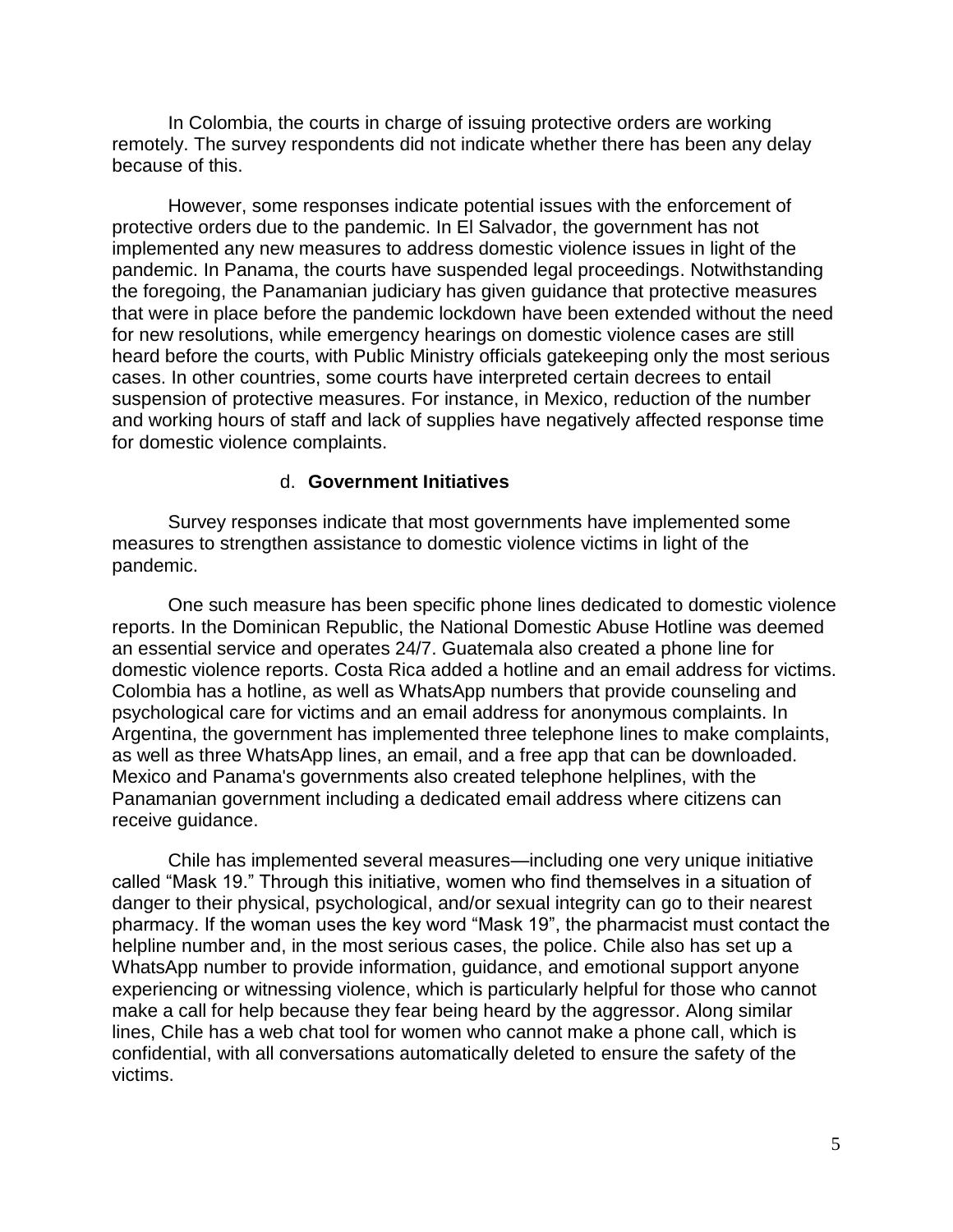In Colombia, the courts in charge of issuing protective orders are working remotely. The survey respondents did not indicate whether there has been any delay because of this.

However, some responses indicate potential issues with the enforcement of protective orders due to the pandemic. In El Salvador, the government has not implemented any new measures to address domestic violence issues in light of the pandemic. In Panama, the courts have suspended legal proceedings. Notwithstanding the foregoing, the Panamanian judiciary has given guidance that protective measures that were in place before the pandemic lockdown have been extended without the need for new resolutions, while emergency hearings on domestic violence cases are still heard before the courts, with Public Ministry officials gatekeeping only the most serious cases. In other countries, some courts have interpreted certain decrees to entail suspension of protective measures. For instance, in Mexico, reduction of the number and working hours of staff and lack of supplies have negatively affected response time for domestic violence complaints.

### d. **Government Initiatives**

Survey responses indicate that most governments have implemented some measures to strengthen assistance to domestic violence victims in light of the pandemic.

One such measure has been specific phone lines dedicated to domestic violence reports. In the Dominican Republic, the National Domestic Abuse Hotline was deemed an essential service and operates 24/7. Guatemala also created a phone line for domestic violence reports. Costa Rica added a hotline and an email address for victims. Colombia has a hotline, as well as WhatsApp numbers that provide counseling and psychological care for victims and an email address for anonymous complaints. In Argentina, the government has implemented three telephone lines to make complaints, as well as three WhatsApp lines, an email, and a free app that can be downloaded. Mexico and Panama's governments also created telephone helplines, with the Panamanian government including a dedicated email address where citizens can receive guidance.

Chile has implemented several measures—including one very unique initiative called "Mask 19." Through this initiative, women who find themselves in a situation of danger to their physical, psychological, and/or sexual integrity can go to their nearest pharmacy. If the woman uses the key word "Mask 19", the pharmacist must contact the helpline number and, in the most serious cases, the police. Chile also has set up a WhatsApp number to provide information, guidance, and emotional support anyone experiencing or witnessing violence, which is particularly helpful for those who cannot make a call for help because they fear being heard by the aggressor. Along similar lines, Chile has a web chat tool for women who cannot make a phone call, which is confidential, with all conversations automatically deleted to ensure the safety of the victims.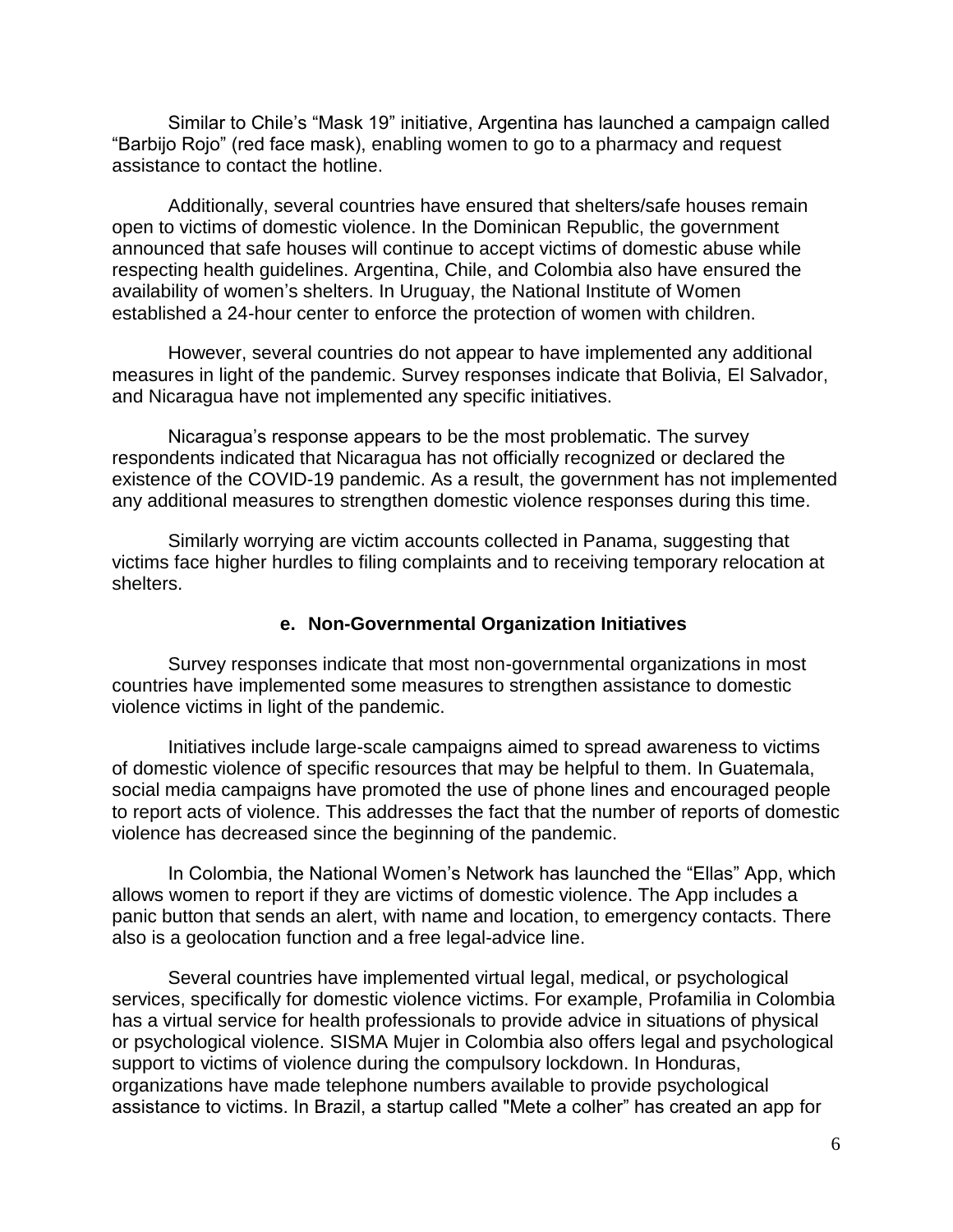Similar to Chile's "Mask 19" initiative, Argentina has launched a campaign called "Barbijo Rojo" (red face mask), enabling women to go to a pharmacy and request assistance to contact the hotline.

Additionally, several countries have ensured that shelters/safe houses remain open to victims of domestic violence. In the Dominican Republic, the government announced that safe houses will continue to accept victims of domestic abuse while respecting health guidelines. Argentina, Chile, and Colombia also have ensured the availability of women's shelters. In Uruguay, the National Institute of Women established a 24-hour center to enforce the protection of women with children.

However, several countries do not appear to have implemented any additional measures in light of the pandemic. Survey responses indicate that Bolivia, El Salvador, and Nicaragua have not implemented any specific initiatives.

Nicaragua's response appears to be the most problematic. The survey respondents indicated that Nicaragua has not officially recognized or declared the existence of the COVID-19 pandemic. As a result, the government has not implemented any additional measures to strengthen domestic violence responses during this time.

Similarly worrying are victim accounts collected in Panama, suggesting that victims face higher hurdles to filing complaints and to receiving temporary relocation at shelters.

### e. Non-Governmental Organization Initiatives

Survey responses indicate that most non-governmental organizations in most countries have implemented some measures to strengthen assistance to domestic violence victims in light of the pandemic.

Initiatives include large-scale campaigns aimed to spread awareness to victims of domestic violence of specific resources that may be helpful to them. In Guatemala, social media campaigns have promoted the use of phone lines and encouraged people to report acts of violence. This addresses the fact that the number of reports of domestic violence has decreased since the beginning of the pandemic.

In Colombia, the National Women's Network has launched the "Ellas" App, which allows women to report if they are victims of domestic violence. The App includes a panic button that sends an alert, with name and location, to emergency contacts. There also is a geolocation function and a free legal-advice line.

Several countries have implemented virtual legal, medical, or psychological services, specifically for domestic violence victims. For example, Profamilia in Colombia has a virtual service for health professionals to provide advice in situations of physical or psychological violence. SISMA Mujer in Colombia also offers legal and psychological support to victims of violence during the compulsory lockdown. In Honduras, organizations have made telephone numbers available to provide psychological assistance to victims. In Brazil, a startup called "Mete a colher" has created an app for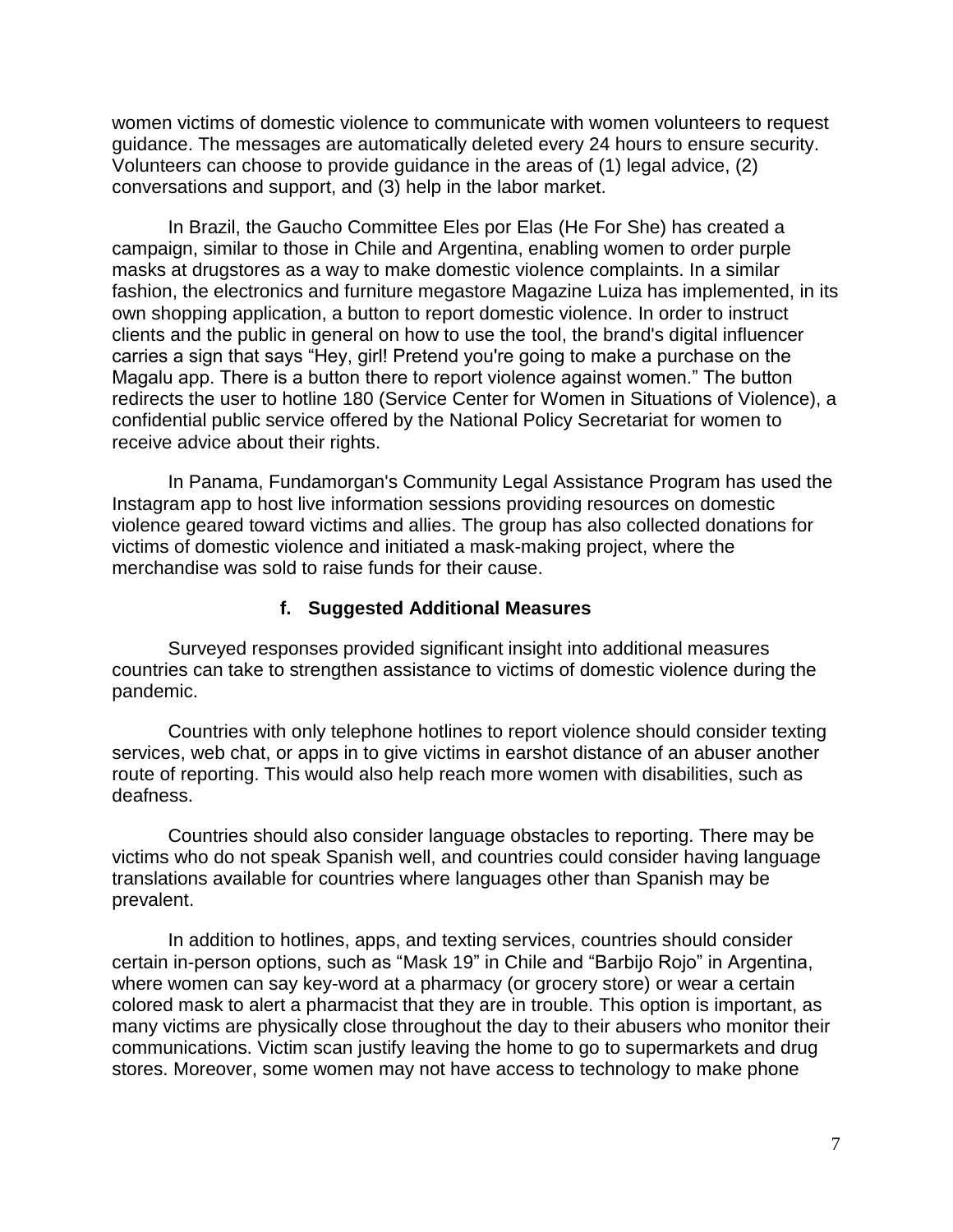women victims of domestic violence to communicate with women volunteers to request guidance. The messages are automatically deleted every 24 hours to ensure security. Volunteers can choose to provide guidance in the areas of (1) legal advice, (2) conversations and support, and (3) help in the labor market.

In Brazil, the Gaucho Committee Eles por Elas (He For She) has created a campaign, similar to those in Chile and Argentina, enabling women to order purple masks at drugstores as a way to make domestic violence complaints. In a similar fashion, the electronics and furniture megastore Magazine Luiza has implemented, in its own shopping application, a button to report domestic violence. In order to instruct clients and the public in general on how to use the tool, the brand's digital influencer carries a sign that says "Hey, girl! Pretend you're going to make a purchase on the Magalu app. There is a button there to report violence against women." The button redirects the user to hotline 180 (Service Center for Women in Situations of Violence), a confidential public service offered by the National Policy Secretariat for women to receive advice about their rights.

In Panama, Fundamorgan's Community Legal Assistance Program has used the Instagram app to host live information sessions providing resources on domestic violence geared toward victims and allies. The group has also collected donations for victims of domestic violence and initiated a mask-making project, where the merchandise was sold to raise funds for their cause.

### f. Suggested Additional Measures

Surveyed responses provided significant insight into additional measures countries can take to strengthen assistance to victims of domestic violence during the pandemic.

Countries with only telephone hotlines to report violence should consider texting services, web chat, or apps in to give victims in earshot distance of an abuser another route of reporting. This would also help reach more women with disabilities, such as deafness.

Countries should also consider language obstacles to reporting. There may be victims who do not speak Spanish well, and countries could consider having language translations available for countries where languages other than Spanish may be prevalent.

In addition to hotlines, apps, and texting services, countries should consider certain in-person options, such as "Mask 19" in Chile and "Barbijo Rojo" in Argentina, where women can say key-word at a pharmacy (or grocery store) or wear a certain colored mask to alert a pharmacist that they are in trouble. This option is important, as many victims are physically close throughout the day to their abusers who monitor their communications. Victim scan justify leaving the home to go to supermarkets and drug stores. Moreover, some women may not have access to technology to make phone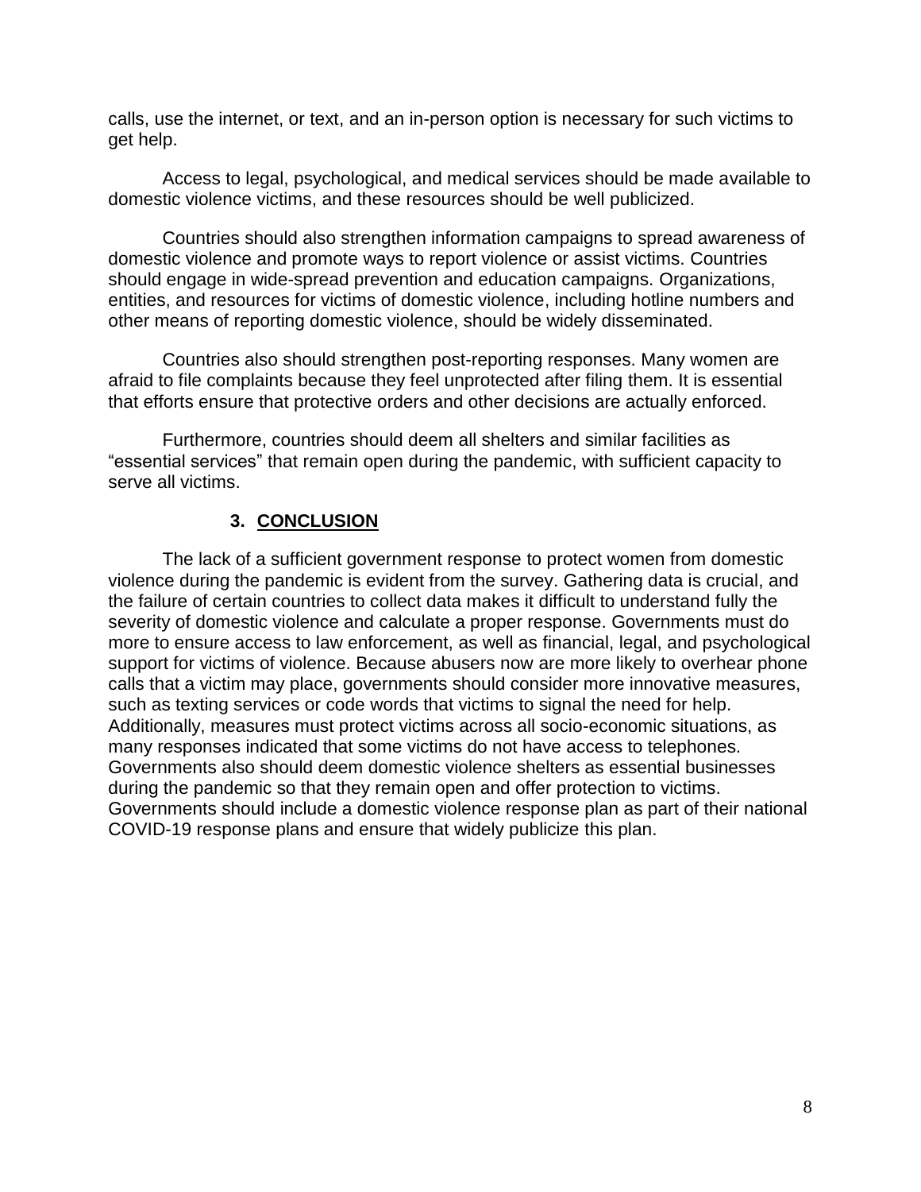calls, use the internet, or text, and an in-person option is necessary for such victims to get help.

Access to legal, psychological, and medical services should be made available to domestic violence victims, and these resources should be well publicized.

Countries should also strengthen information campaigns to spread awareness of domestic violence and promote ways to report violence or assist victims. Countries should engage in wide-spread prevention and education campaigns. Organizations, entities, and resources for victims of domestic violence, including hotline numbers and other means of reporting domestic violence, should be widely disseminated.

Countries also should strengthen post-reporting responses. Many women are afraid to file complaints because they feel unprotected after filing them. It is essential that efforts ensure that protective orders and other decisions are actually enforced.

Furthermore, countries should deem all shelters and similar facilities as "essential services" that remain open during the pandemic, with sufficient capacity to serve all victims.

## 3. CONCLUSION

The lack of a sufficient government response to protect women from domestic violence during the pandemic is evident from the survey. Gathering data is crucial, and the failure of certain countries to collect data makes it difficult to understand fully the severity of domestic violence and calculate a proper response. Governments must do more to ensure access to law enforcement, as well as financial, legal, and psychological support for victims of violence. Because abusers now are more likely to overhear phone calls that a victim may place, governments should consider more innovative measures, such as texting services or code words that victims to signal the need for help. Additionally, measures must protect victims across all socio-economic situations, as many responses indicated that some victims do not have access to telephones. Governments also should deem domestic violence shelters as essential businesses during the pandemic so that they remain open and offer protection to victims. Governments should include a domestic violence response plan as part of their national COVID-19 response plans and ensure that widely publicize this plan.